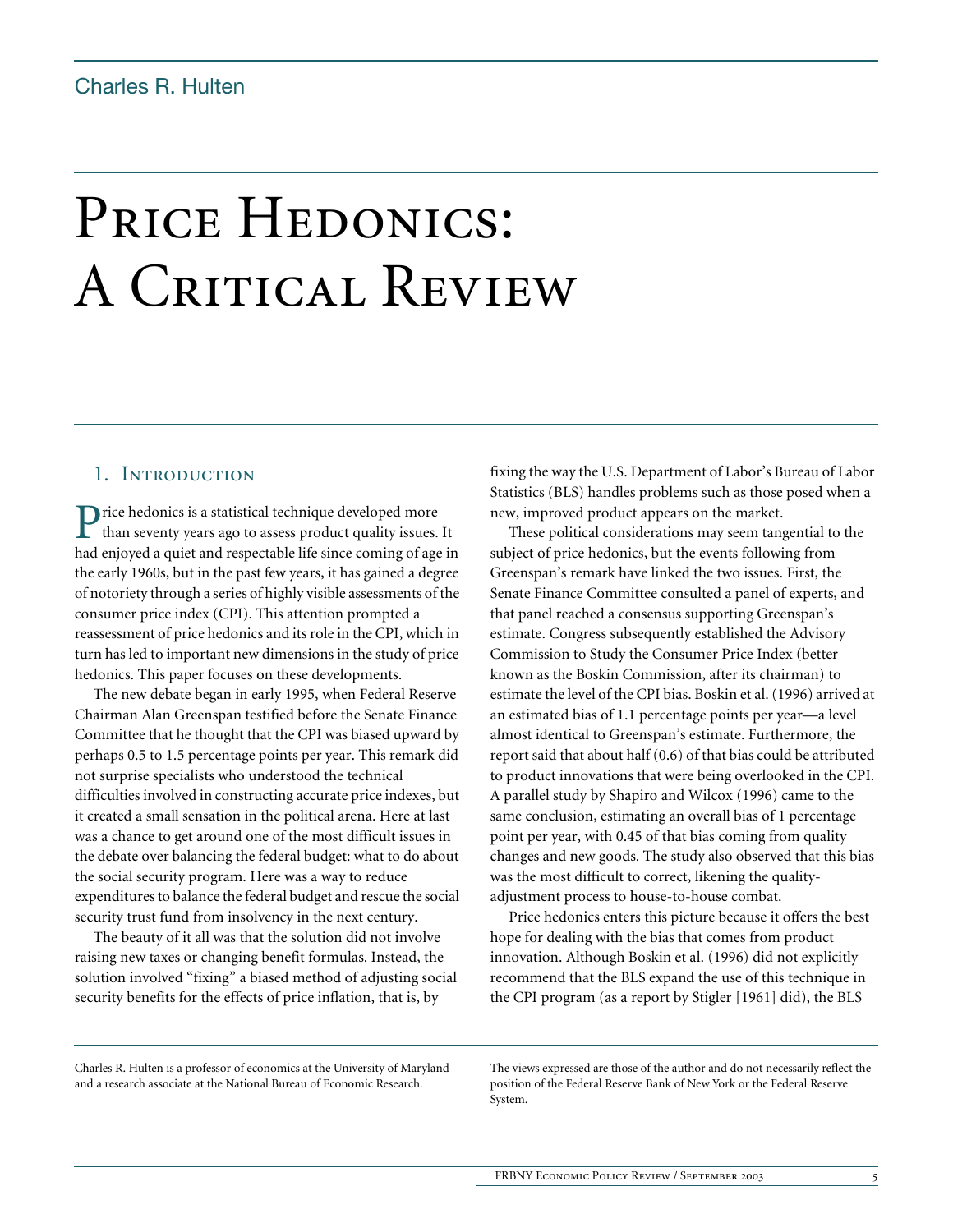Charles R. Hulten

# Price Hedonics: A Critical Review

## 1. Introduction

Price hedonics is a statistical technique developed more than seventy years ago to assess product quality issues. It had enjoyed a quiet and respectable life since coming of age in the early 1960s, but in the past few years, it has gained a degree of notoriety through a series of highly visible assessments of the consumer price index (CPI). This attention prompted a reassessment of price hedonics and its role in the CPI, which in turn has led to important new dimensions in the study of price hedonics. This paper focuses on these developments.

The new debate began in early 1995, when Federal Reserve Chairman Alan Greenspan testified before the Senate Finance Committee that he thought that the CPI was biased upward by perhaps 0.5 to 1.5 percentage points per year. This remark did not surprise specialists who understood the technical difficulties involved in constructing accurate price indexes, but it created a small sensation in the political arena. Here at last was a chance to get around one of the most difficult issues in the debate over balancing the federal budget: what to do about the social security program. Here was a way to reduce expenditures to balance the federal budget and rescue the social security trust fund from insolvency in the next century.

The beauty of it all was that the solution did not involve raising new taxes or changing benefit formulas. Instead, the solution involved "fixing" a biased method of adjusting social security benefits for the effects of price inflation, that is, by fixing the way the U.S. Department of Labor's Bureau of Labor Statistics (BLS) handles problems such as those posed when a new, improved product appears on the market.

These political considerations may seem tangential to the subject of price hedonics, but the events following from Greenspan's remark have linked the two issues. First, the Senate Finance Committee consulted a panel of experts, and that panel reached a consensus supporting Greenspan's estimate. Congress subsequently established the Advisory Commission to Study the Consumer Price Index (better known as the Boskin Commission, after its chairman) to estimate the level of the CPI bias. Boskin et al. (1996) arrived at an estimated bias of 1.1 percentage points per year—a level almost identical to Greenspan's estimate. Furthermore, the report said that about half (0.6) of that bias could be attributed to product innovations that were being overlooked in the CPI. A parallel study by Shapiro and Wilcox (1996) came to the same conclusion, estimating an overall bias of 1 percentage point per year, with 0.45 of that bias coming from quality changes and new goods. The study also observed that this bias was the most difficult to correct, likening the quality-adjustment process to house-to-house combat.

Price hedonics enters this picture because it offers the best hope for dealing with the bias that comes from product innovation. Although Boskin et al. (1996) did not explicitly recommend that the BLS expand the use of this technique in the CPI program (as a report by Stigler [1961] did), the BLS

Charles R. Hulten is a professor of economics at the University of Maryland and a research associate at the National Bureau of Economic Research.

The views expressed are those of the author and do not necessarily reflect the position of the Federal Reserve Bank of New York or the Federal Reserve System.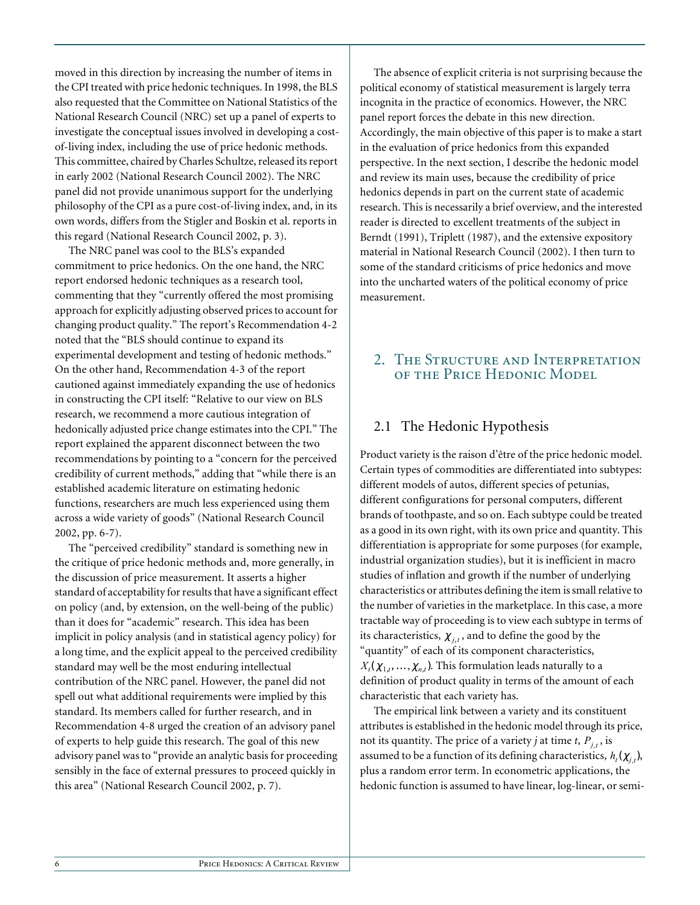moved in this direction by increasing the number of items in the CPI treated with price hedonic techniques. In 1998, the BLS also requested that the Committee on National Statistics of the National Research Council (NRC) set up a panel of experts to investigate the conceptual issues involved in developing a cost-of-living index, including the use of price hedonic methods. This committee, chaired by Charles Schultze, released its report in early 2002 (National Research Council 2002). The NRC panel did not provide unanimous support for the underlying philosophy of the CPI as a pure cost-of-living index, and, in its own words, differs from the Stigler and Boskin et al. reports in this regard (National Research Council 2002, p. 3).

The NRC panel was cool to the BLS's expanded commitment to price hedonics. On the one hand, the NRC report endorsed hedonic techniques as a research tool, commenting that they "currently offered the most promising approach for explicitly adjusting observed prices to account for changing product quality." The report's Recommendation 4-2 noted that the "BLS should continue to expand its experimental development and testing of hedonic methods." On the other hand, Recommendation 4-3 of the report cautioned against immediately expanding the use of hedonics in constructing the CPI itself: "Relative to our view on BLS research, we recommend a more cautious integration of hedonically adjusted price change estimates into the CPI." The report explained the apparent disconnect between the two recommendations by pointing to a "concern for the perceived credibility of current methods," adding that "while there is an established academic literature on estimating hedonic functions, researchers are much less experienced using them across a wide variety of goods" (National Research Council 2002, pp. 6-7).

The "perceived credibility" standard is something new in the critique of price hedonic methods and, more generally, in the discussion of price measurement. It asserts a higher standard of acceptability for results that have a significant effect on policy (and, by extension, on the well-being of the public) than it does for "academic" research. This idea has been implicit in policy analysis (and in statistical agency policy) for a long time, and the explicit appeal to the perceived credibility standard may well be the most enduring intellectual contribution of the NRC panel. However, the panel did not spell out what additional requirements were implied by this standard. Its members called for further research, and in Recommendation 4-8 urged the creation of an advisory panel of experts to help guide this research. The goal of this new advisory panel was to "provide an analytic basis for proceeding sensibly in the face of external pressures to proceed quickly in this area" (National Research Council 2002, p. 7).

The absence of explicit criteria is not surprising because the political economy of statistical measurement is largely terra incognita in the practice of economics. However, the NRC panel report forces the debate in this new direction. Accordingly, the main objective of this paper is to make a start in the evaluation of price hedonics from this expanded perspective. In the next section, I describe the hedonic model and review its main uses, because the credibility of price hedonics depends in part on the current state of academic research. This is necessarily a brief overview, and the interested reader is directed to excellent treatments of the subject in Berndt (1991), Triplett (1987), and the extensive expository material in National Research Council (2002). I then turn to some of the standard criticisms of price hedonics and move into the uncharted waters of the political economy of price measurement.

## 2. The Structure and Interpretation of the Price Hedonic Model

### 2.1 The Hedonic Hypothesis

Product variety is the raison d'être of the price hedonic model. Certain types of commodities are differentiated into subtypes: different models of autos, different species of petunias, different configurations for personal computers, different brands of toothpaste, and so on. Each subtype could be treated as a good in its own right, with its own price and quantity. This differentiation is appropriate for some purposes (for example, industrial organization studies), but it is inefficient in macro studies of inflation and growth if the number of underlying characteristics or attributes defining the item is small relative to the number of varieties in the marketplace. In this case, a more tractable way of proceeding is to view each subtype in terms of its characteristics, $\chi_{j,t}$, and to define the good by the "quantity" of each of its component characteristics, $X_t(\chi_{1,t}, \ldots, \chi_{n,t})$. This formulation leads naturally to a definition of product quality in terms of the amount of each characteristic that each variety has.

The empirical link between a variety and its constituent attributes is established in the hedonic model through its price, not its quantity. The price of a variety $j$ at time $t$, $P_{j,t}$, is assumed to be a function of its defining characteristics, $h_t(\chi_{j,t})$, plus a random error term. In econometric applications, the hedonic function is assumed to have linear, log-linear, or semi-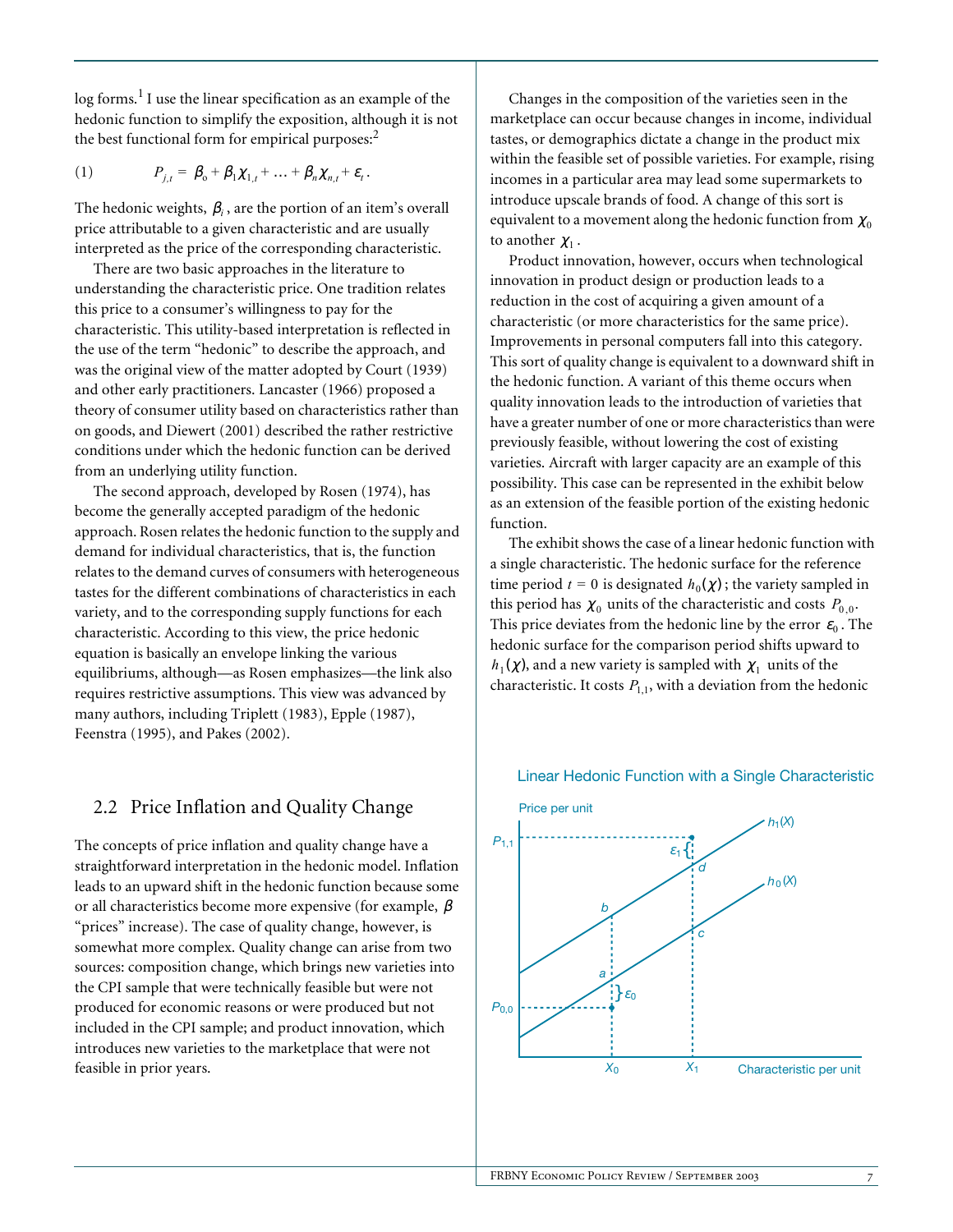log forms.[1] I use the linear specification as an example of the hedonic function to simplify the exposition, although it is not the best functional form for empirical purposes:[2]

$$P_{j,t} = \beta_o + \beta_1 \chi_{1,t} + \ldots + \beta_n \chi_{n,t} + \varepsilon_t . \quad (1)$$

The hedonic weights, $\beta_i$, are the portion of an item's overall price attributable to a given characteristic and are usually interpreted as the price of the corresponding characteristic.

There are two basic approaches in the literature to understanding the characteristic price. One tradition relates this price to a consumer's willingness to pay for the characteristic. This utility-based interpretation is reflected in the use of the term "hedonic" to describe the approach, and was the original view of the matter adopted by Court (1939) and other early practitioners. Lancaster (1966) proposed a theory of consumer utility based on characteristics rather than on goods, and Diewert (2001) described the rather restrictive conditions under which the hedonic function can be derived from an underlying utility function.

The second approach, developed by Rosen (1974), has become the generally accepted paradigm of the hedonic approach. Rosen relates the hedonic function to the supply and demand for individual characteristics, that is, the function relates to the demand curves of consumers with heterogeneous tastes for the different combinations of characteristics in each variety, and to the corresponding supply functions for each characteristic. According to this view, the price hedonic equation is basically an envelope linking the various equilibriums, although—as Rosen emphasizes—the link also requires restrictive assumptions. This view was advanced by many authors, including Triplett (1983), Epple (1987), Feenstra (1995), and Pakes (2002).

## 2.2 Price Inflation and Quality Change

The concepts of price inflation and quality change have a straightforward interpretation in the hedonic model. Inflation leads to an upward shift in the hedonic function because some or all characteristics become more expensive (for example, $\beta$ "prices" increase). The case of quality change, however, is somewhat more complex. Quality change can arise from two sources: composition change, which brings new varieties into the CPI sample that were technically feasible but were not produced for economic reasons or were produced but not included in the CPI sample; and product innovation, which introduces new varieties to the marketplace that were not feasible in prior years.

Changes in the composition of the varieties seen in the marketplace can occur because changes in income, individual tastes, or demographics dictate a change in the product mix within the feasible set of possible varieties. For example, rising incomes in a particular area may lead some supermarkets to introduce upscale brands of food. A change of this sort is equivalent to a movement along the hedonic function from $\chi_0$ to another $\chi_1$.

Product innovation, however, occurs when technological innovation in product design or production leads to a reduction in the cost of acquiring a given amount of a characteristic (or more characteristics for the same price). Improvements in personal computers fall into this category. This sort of quality change is equivalent to a downward shift in the hedonic function. A variant of this theme occurs when quality innovation leads to the introduction of varieties that have a greater number of one or more characteristics than were previously feasible, without lowering the cost of existing varieties. Aircraft with larger capacity are an example of this possibility. This case can be represented in the exhibit below as an extension of the feasible portion of the existing hedonic function.

The exhibit shows the case of a linear hedonic function with a single characteristic. The hedonic surface for the reference time period $t = 0$ is designated $h_0(\chi)$; the variety sampled in this period has $\chi_0$ units of the characteristic and costs $P_{0,0}$. This price deviates from the hedonic line by the error $\varepsilon_0$. The hedonic surface for the comparison period shifts upward to $h_1(\chi)$, and a new variety is sampled with $\chi_1$ units of the characteristic. It costs $P_{1,1}$, with a deviation from the hedonic

**Linear Hedonic Function with a Single Characteristic**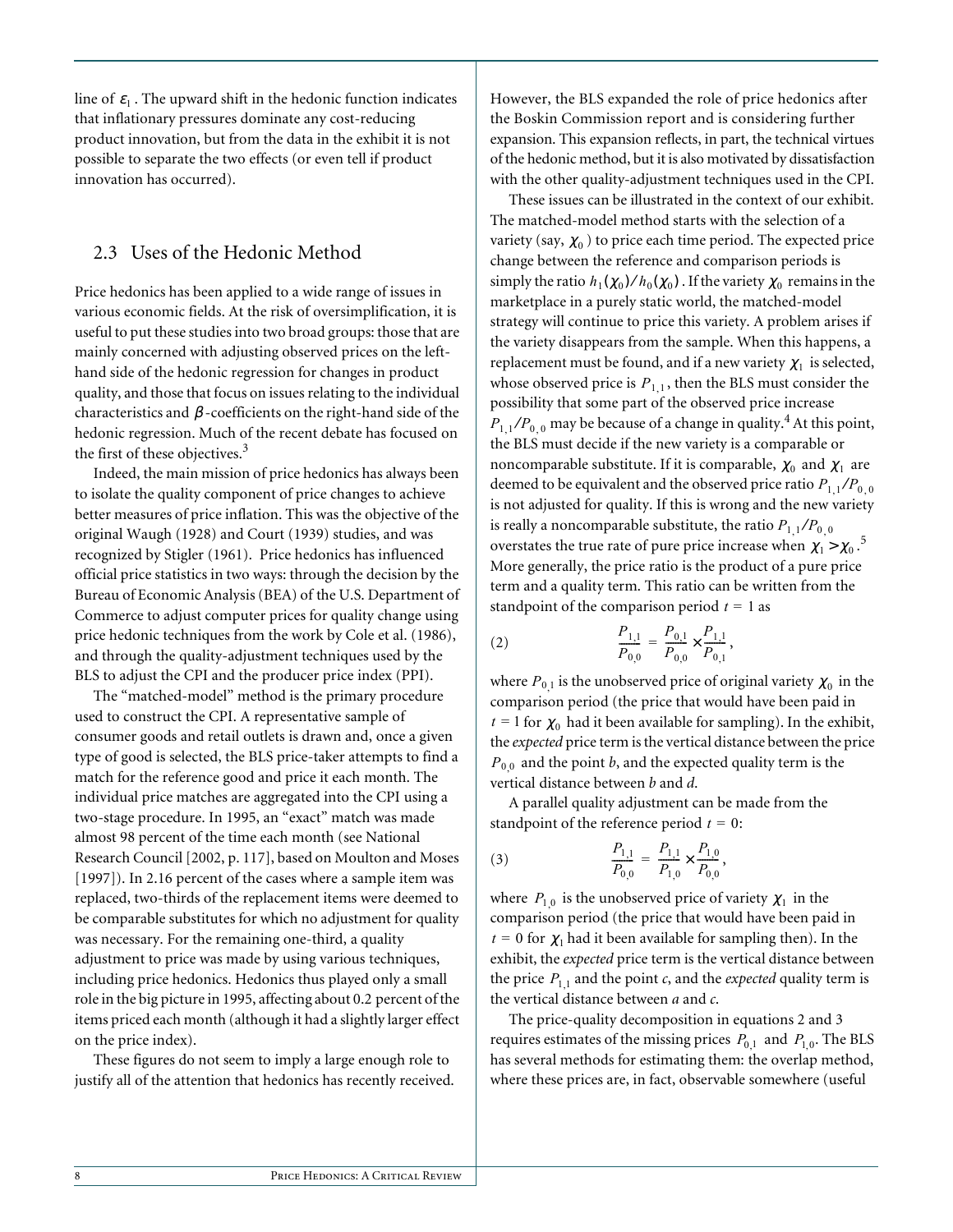line of $\varepsilon_1$. The upward shift in the hedonic function indicates that inflationary pressures dominate any cost-reducing product innovation, but from the data in the exhibit it is not possible to separate the two effects (or even tell if product innovation has occurred).

## 2.3 Uses of the Hedonic Method

Price hedonics has been applied to a wide range of issues in various economic fields. At the risk of oversimplification, it is useful to put these studies into two broad groups: those that are mainly concerned with adjusting observed prices on the left-hand side of the hedonic regression for changes in product quality, and those that focus on issues relating to the individual characteristics and $\beta$-coefficients on the right-hand side of the hedonic regression. Much of the recent debate has focused on the first of these objectives.[3]

Indeed, the main mission of price hedonics has always been to isolate the quality component of price changes to achieve better measures of price inflation. This was the objective of the original Waugh (1928) and Court (1939) studies, and was recognized by Stigler (1961). Price hedonics has influenced official price statistics in two ways: through the decision by the Bureau of Economic Analysis (BEA) of the U.S. Department of Commerce to adjust computer prices for quality change using price hedonic techniques from the work by Cole et al. (1986), and through the quality-adjustment techniques used by the BLS to adjust the CPI and the producer price index (PPI).

The "matched-model" method is the primary procedure used to construct the CPI. A representative sample of consumer goods and retail outlets is drawn and, once a given type of good is selected, the BLS price-taker attempts to find a match for the reference good and price it each month. The individual price matches are aggregated into the CPI using a two-stage procedure. In 1995, an "exact" match was made almost 98 percent of the time each month (see National Research Council [2002, p. 117], based on Moulton and Moses [1997]). In 2.16 percent of the cases where a sample item was replaced, two-thirds of the replacement items were deemed to be comparable substitutes for which no adjustment for quality was necessary. For the remaining one-third, a quality adjustment to price was made by using various techniques, including price hedonics. Hedonics thus played only a small role in the big picture in 1995, affecting about 0.2 percent of the items priced each month (although it had a slightly larger effect on the price index).

These figures do not seem to imply a large enough role to justify all of the attention that hedonics has recently received. However, the BLS expanded the role of price hedonics after the Boskin Commission report and is considering further expansion. This expansion reflects, in part, the technical virtues of the hedonic method, but it is also motivated by dissatisfaction with the other quality-adjustment techniques used in the CPI.

These issues can be illustrated in the context of our exhibit. The matched-model method starts with the selection of a variety (say, $\chi_0$) to price each time period. The expected price change between the reference and comparison periods is simply the ratio $h_1(\chi_0)/h_0(\chi_0)$. If the variety $\chi_0$ remains in the marketplace in a purely static world, the matched-model strategy will continue to price this variety. A problem arises if the variety disappears from the sample. When this happens, a replacement must be found, and if a new variety $\chi_1$ is selected, whose observed price is $P_{1,1}$, then the BLS must consider the possibility that some part of the observed price increase $P_{1,1}/P_{0,0}$ may be because of a change in quality.[4] At this point, the BLS must decide if the new variety is a comparable or noncomparable substitute. If it is comparable, $\chi_0$ and $\chi_1$ are deemed to be equivalent and the observed price ratio $P_{1,1}/P_{0,0}$ is not adjusted for quality. If this is wrong and the new variety is really a noncomparable substitute, the ratio $P_{1,1}/P_{0,0}$ overstates the true rate of pure price increase when $\chi_1 > \chi_0$.[5] More generally, the price ratio is the product of a pure price term and a quality term. This ratio can be written from the standpoint of the comparison period $t = 1$ as

$$\frac{P_{1,1}}{P_{0,0}} = \frac{P_{0,1}}{P_{0,0}} \times \frac{P_{1,1}}{P_{0,1}}, \tag{2}$$

where $P_{0,1}$ is the unobserved price of original variety $\chi_0$ in the comparison period (the price that would have been paid in $t = 1$ for $\chi_0$ had it been available for sampling). In the exhibit, the *expected* price term is the vertical distance between the price $P_{0,0}$ and the point *b*, and the expected quality term is the vertical distance between *b* and *d*.

A parallel quality adjustment can be made from the standpoint of the reference period $t = 0$:

$$\frac{P_{1,1}}{P_{0,0}} = \frac{P_{1,1}}{P_{1,0}} \times \frac{P_{1,0}}{P_{0,0}}, \tag{3}$$

where $P_{1,0}$ is the unobserved price of variety $\chi_1$ in the comparison period (the price that would have been paid in $t = 0$ for $\chi_1$ had it been available for sampling then). In the exhibit, the *expected* price term is the vertical distance between the price $P_{1,1}$ and the point *c*, and the *expected* quality term is the vertical distance between *a* and *c*.

The price-quality decomposition in equations 2 and 3 requires estimates of the missing prices $P_{0,1}$ and $P_{1,0}$. The BLS has several methods for estimating them: the overlap method, where these prices are, in fact, observable somewhere (useful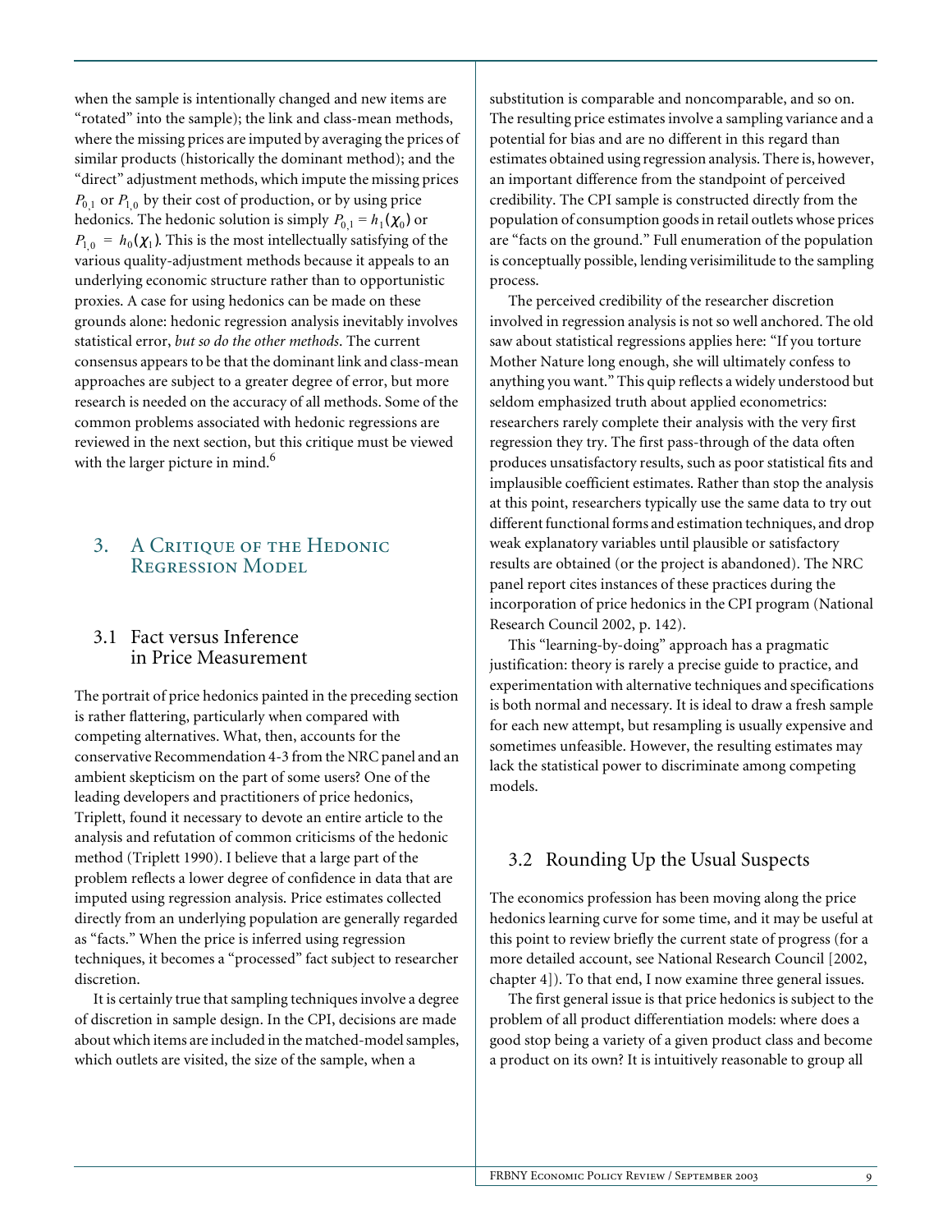when the sample is intentionally changed and new items are "rotated" into the sample); the link and class-mean methods, where the missing prices are imputed by averaging the prices of similar products (historically the dominant method); and the "direct" adjustment methods, which impute the missing prices $P_{0,1}$ or $P_{1,0}$ by their cost of production, or by using price hedonics. The hedonic solution is simply $P_{0,1} = h_1(\chi_0)$ or $P_{1,0} = h_0(\chi_1)$. This is the most intellectually satisfying of the various quality-adjustment methods because it appeals to an underlying economic structure rather than to opportunistic proxies. A case for using hedonics can be made on these grounds alone: hedonic regression analysis inevitably involves statistical error, *but so do the other methods*. The current consensus appears to be that the dominant link and class-mean approaches are subject to a greater degree of error, but more research is needed on the accuracy of all methods. Some of the common problems associated with hedonic regressions are reviewed in the next section, but this critique must be viewed with the larger picture in mind.[6]

## 3. A Critique of the Hedonic Regression Model

### 3.1 Fact versus Inference in Price Measurement

The portrait of price hedonics painted in the preceding section is rather flattering, particularly when compared with competing alternatives. What, then, accounts for the conservative Recommendation 4-3 from the NRC panel and an ambient skepticism on the part of some users? One of the leading developers and practitioners of price hedonics, Triplett, found it necessary to devote an entire article to the analysis and refutation of common criticisms of the hedonic method (Triplett 1990). I believe that a large part of the problem reflects a lower degree of confidence in data that are imputed using regression analysis. Price estimates collected directly from an underlying population are generally regarded as "facts." When the price is inferred using regression techniques, it becomes a "processed" fact subject to researcher discretion.

It is certainly true that sampling techniques involve a degree of discretion in sample design. In the CPI, decisions are made about which items are included in the matched-model samples, which outlets are visited, the size of the sample, when a substitution is comparable and noncomparable, and so on. The resulting price estimates involve a sampling variance and a potential for bias and are no different in this regard than estimates obtained using regression analysis. There is, however, an important difference from the standpoint of perceived credibility. The CPI sample is constructed directly from the population of consumption goods in retail outlets whose prices are "facts on the ground." Full enumeration of the population is conceptually possible, lending verisimilitude to the sampling process.

The perceived credibility of the researcher discretion involved in regression analysis is not so well anchored. The old saw about statistical regressions applies here: "If you torture Mother Nature long enough, she will ultimately confess to anything you want." This quip reflects a widely understood but seldom emphasized truth about applied econometrics: researchers rarely complete their analysis with the very first regression they try. The first pass-through of the data often produces unsatisfactory results, such as poor statistical fits and implausible coefficient estimates. Rather than stop the analysis at this point, researchers typically use the same data to try out different functional forms and estimation techniques, and drop weak explanatory variables until plausible or satisfactory results are obtained (or the project is abandoned). The NRC panel report cites instances of these practices during the incorporation of price hedonics in the CPI program (National Research Council 2002, p. 142).

This "learning-by-doing" approach has a pragmatic justification: theory is rarely a precise guide to practice, and experimentation with alternative techniques and specifications is both normal and necessary. It is ideal to draw a fresh sample for each new attempt, but resampling is usually expensive and sometimes unfeasible. However, the resulting estimates may lack the statistical power to discriminate among competing models.

### 3.2 Rounding Up the Usual Suspects

The economics profession has been moving along the price hedonics learning curve for some time, and it may be useful at this point to review briefly the current state of progress (for a more detailed account, see National Research Council [2002, chapter 4]). To that end, I now examine three general issues.

The first general issue is that price hedonics is subject to the problem of all product differentiation models: where does a good stop being a variety of a given product class and become a product on its own? It is intuitively reasonable to group all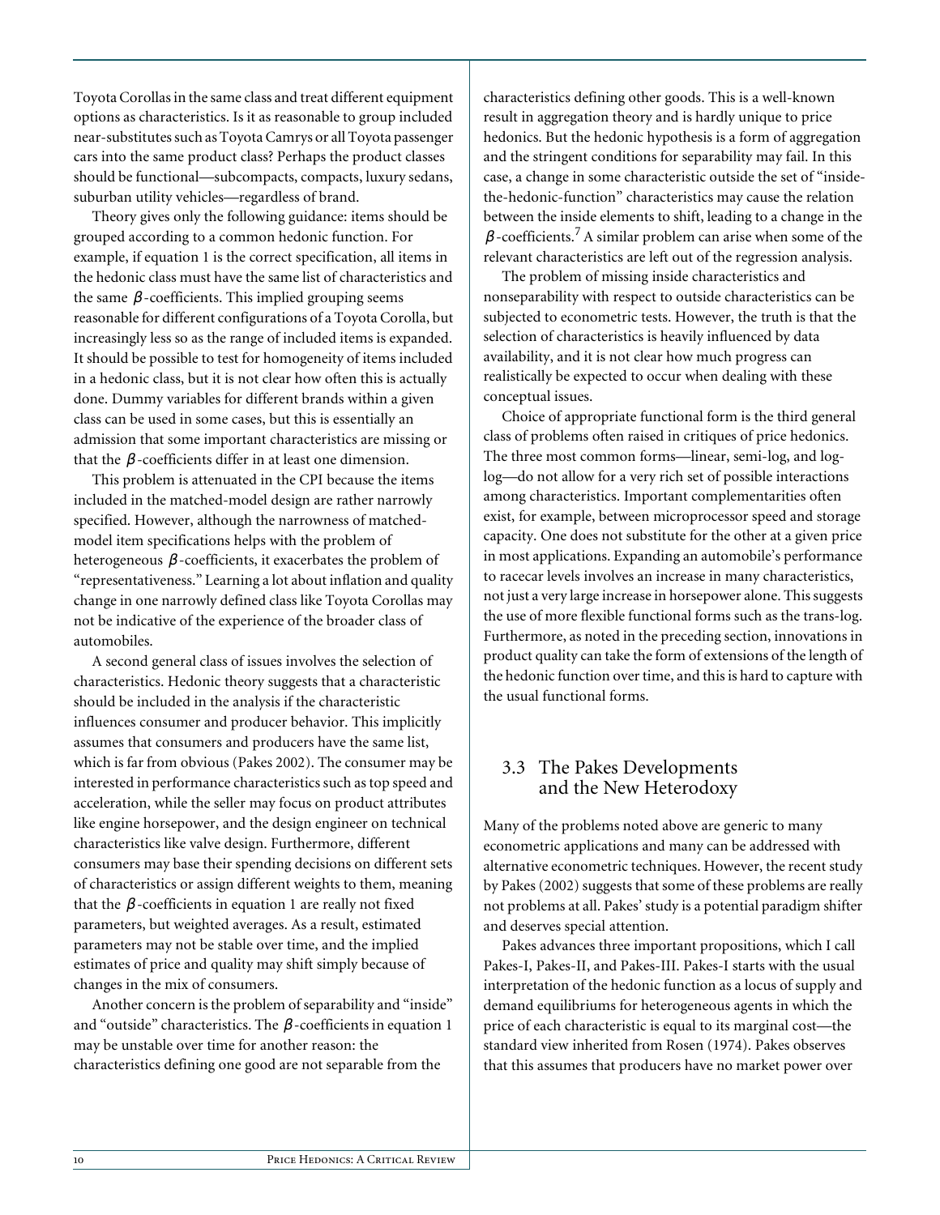Toyota Corollas in the same class and treat different equipment options as characteristics. Is it as reasonable to group included near-substitutes such as Toyota Camrys or all Toyota passenger cars into the same product class? Perhaps the product classes should be functional—subcompacts, compacts, luxury sedans, suburban utility vehicles—regardless of brand.

Theory gives only the following guidance: items should be grouped according to a common hedonic function. For example, if equation 1 is the correct specification, all items in the hedonic class must have the same list of characteristics and the same $\beta$-coefficients. This implied grouping seems reasonable for different configurations of a Toyota Corolla, but increasingly less so as the range of included items is expanded. It should be possible to test for homogeneity of items included in a hedonic class, but it is not clear how often this is actually done. Dummy variables for different brands within a given class can be used in some cases, but this is essentially an admission that some important characteristics are missing or that the $\beta$-coefficients differ in at least one dimension.

This problem is attenuated in the CPI because the items included in the matched-model design are rather narrowly specified. However, although the narrowness of matched-model item specifications helps with the problem of heterogeneous $\beta$-coefficients, it exacerbates the problem of "representativeness." Learning a lot about inflation and quality change in one narrowly defined class like Toyota Corollas may not be indicative of the experience of the broader class of automobiles.

A second general class of issues involves the selection of characteristics. Hedonic theory suggests that a characteristic should be included in the analysis if the characteristic influences consumer and producer behavior. This implicitly assumes that consumers and producers have the same list, which is far from obvious (Pakes 2002). The consumer may be interested in performance characteristics such as top speed and acceleration, while the seller may focus on product attributes like engine horsepower, and the design engineer on technical characteristics like valve design. Furthermore, different consumers may base their spending decisions on different sets of characteristics or assign different weights to them, meaning that the $\beta$-coefficients in equation 1 are really not fixed parameters, but weighted averages. As a result, estimated parameters may not be stable over time, and the implied estimates of price and quality may shift simply because of changes in the mix of consumers.

Another concern is the problem of separability and "inside" and "outside" characteristics. The $\beta$-coefficients in equation 1 may be unstable over time for another reason: the characteristics defining one good are not separable from the characteristics defining other goods. This is a well-known result in aggregation theory and is hardly unique to price hedonics. But the hedonic hypothesis is a form of aggregation and the stringent conditions for separability may fail. In this case, a change in some characteristic outside the set of "inside-the-hedonic-function" characteristics may cause the relation between the inside elements to shift, leading to a change in the $\beta$-coefficients.[7] A similar problem can arise when some of the relevant characteristics are left out of the regression analysis.

The problem of missing inside characteristics and nonseparability with respect to outside characteristics can be subjected to econometric tests. However, the truth is that the selection of characteristics is heavily influenced by data availability, and it is not clear how much progress can realistically be expected to occur when dealing with these conceptual issues.

Choice of appropriate functional form is the third general class of problems often raised in critiques of price hedonics. The three most common forms—linear, semi-log, and log-log—do not allow for a very rich set of possible interactions among characteristics. Important complementarities often exist, for example, between microprocessor speed and storage capacity. One does not substitute for the other at a given price in most applications. Expanding an automobile's performance to racecar levels involves an increase in many characteristics, not just a very large increase in horsepower alone. This suggests the use of more flexible functional forms such as the trans-log. Furthermore, as noted in the preceding section, innovations in product quality can take the form of extensions of the length of the hedonic function over time, and this is hard to capture with the usual functional forms.

## 3.3 The Pakes Developments and the New Heterodoxy

Many of the problems noted above are generic to many econometric applications and many can be addressed with alternative econometric techniques. However, the recent study by Pakes (2002) suggests that some of these problems are really not problems at all. Pakes' study is a potential paradigm shifter and deserves special attention.

Pakes advances three important propositions, which I call Pakes-I, Pakes-II, and Pakes-III. Pakes-I starts with the usual interpretation of the hedonic function as a locus of supply and demand equilibriums for heterogeneous agents in which the price of each characteristic is equal to its marginal cost—the standard view inherited from Rosen (1974). Pakes observes that this assumes that producers have no market power over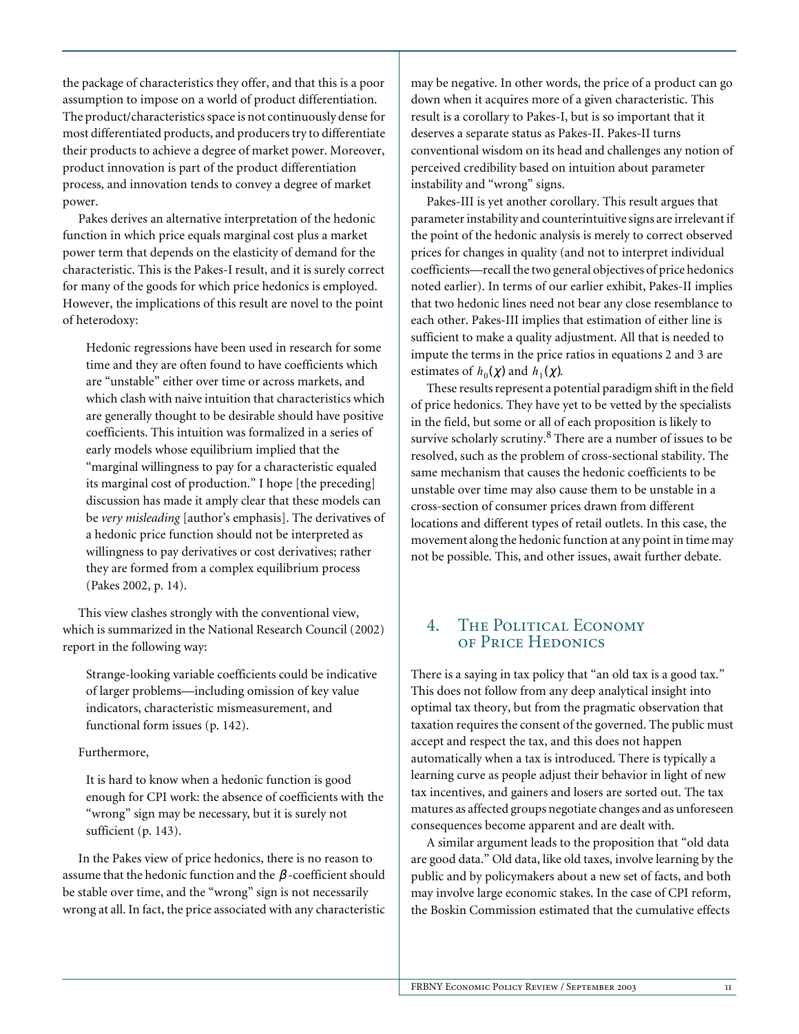the package of characteristics they offer, and that this is a poor assumption to impose on a world of product differentiation. The product/characteristics space is not continuously dense for most differentiated products, and producers try to differentiate their products to achieve a degree of market power. Moreover, product innovation is part of the product differentiation process, and innovation tends to convey a degree of market power.

Pakes derives an alternative interpretation of the hedonic function in which price equals marginal cost plus a market power term that depends on the elasticity of demand for the characteristic. This is the Pakes-I result, and it is surely correct for many of the goods for which price hedonics is employed. However, the implications of this result are novel to the point of heterodoxy:

> Hedonic regressions have been used in research for some time and they are often found to have coefficients which are "unstable" either over time or across markets, and which clash with naive intuition that characteristics which are generally thought to be desirable should have positive coefficients. This intuition was formalized in a series of early models whose equilibrium implied that the "marginal willingness to pay for a characteristic equaled its marginal cost of production." I hope [the preceding] discussion has made it amply clear that these models can be *very misleading* [author's emphasis]. The derivatives of a hedonic price function should not be interpreted as willingness to pay derivatives or cost derivatives; rather they are formed from a complex equilibrium process (Pakes 2002, p. 14).

This view clashes strongly with the conventional view, which is summarized in the National Research Council (2002) report in the following way:

> Strange-looking variable coefficients could be indicative of larger problems—including omission of key value indicators, characteristic mismeasurement, and functional form issues (p. 142).

Furthermore,

> It is hard to know when a hedonic function is good enough for CPI work: the absence of coefficients with the "wrong" sign may be necessary, but it is surely not sufficient (p. 143).

In the Pakes view of price hedonics, there is no reason to assume that the hedonic function and the $\beta$-coefficient should be stable over time, and the "wrong" sign is not necessarily wrong at all. In fact, the price associated with any characteristic may be negative. In other words, the price of a product can go down when it acquires more of a given characteristic. This result is a corollary to Pakes-I, but is so important that it deserves a separate status as Pakes-II. Pakes-II turns conventional wisdom on its head and challenges any notion of perceived credibility based on intuition about parameter instability and "wrong" signs.

Pakes-III is yet another corollary. This result argues that parameter instability and counterintuitive signs are irrelevant if the point of the hedonic analysis is merely to correct observed prices for changes in quality (and not to interpret individual coefficients—recall the two general objectives of price hedonics noted earlier). In terms of our earlier exhibit, Pakes-II implies that two hedonic lines need not bear any close resemblance to each other. Pakes-III implies that estimation of either line is sufficient to make a quality adjustment. All that is needed to impute the terms in the price ratios in equations 2 and 3 are estimates of $h_0(\chi)$ and $h_1(\chi)$.

These results represent a potential paradigm shift in the field of price hedonics. They have yet to be vetted by the specialists in the field, but some or all of each proposition is likely to survive scholarly scrutiny.[8] There are a number of issues to be resolved, such as the problem of cross-sectional stability. The same mechanism that causes the hedonic coefficients to be unstable over time may also cause them to be unstable in a cross-section of consumer prices drawn from different locations and different types of retail outlets. In this case, the movement along the hedonic function at any point in time may not be possible. This, and other issues, await further debate.

## 4. The Political Economy of Price Hedonics

There is a saying in tax policy that "an old tax is a good tax." This does not follow from any deep analytical insight into optimal tax theory, but from the pragmatic observation that taxation requires the consent of the governed. The public must accept and respect the tax, and this does not happen automatically when a tax is introduced. There is typically a learning curve as people adjust their behavior in light of new tax incentives, and gainers and losers are sorted out. The tax matures as affected groups negotiate changes and as unforeseen consequences become apparent and are dealt with.

A similar argument leads to the proposition that "old data are good data." Old data, like old taxes, involve learning by the public and by policymakers about a new set of facts, and both may involve large economic stakes. In the case of CPI reform, the Boskin Commission estimated that the cumulative effects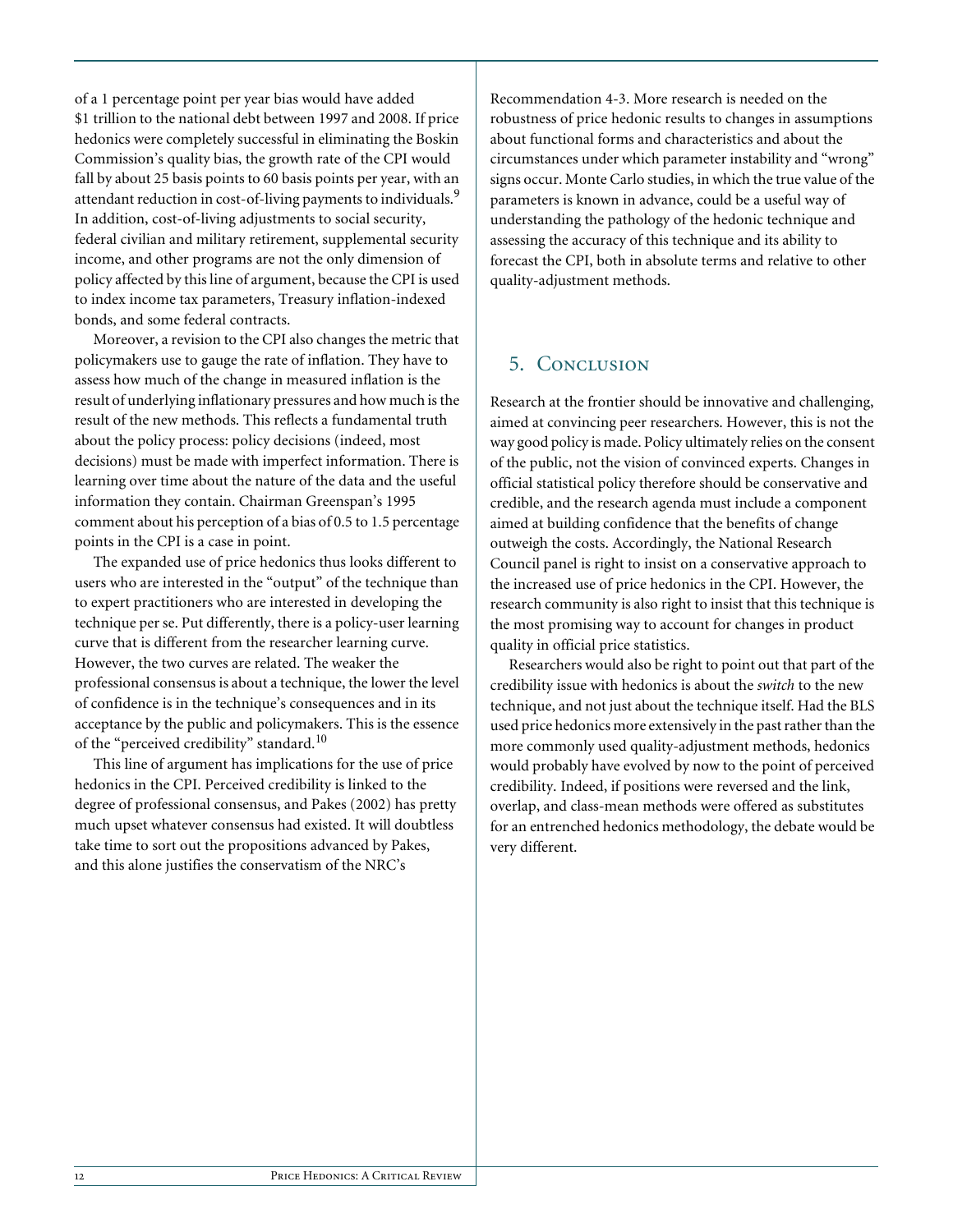of a 1 percentage point per year bias would have added $1 trillion to the national debt between 1997 and 2008. If price hedonics were completely successful in eliminating the Boskin Commission's quality bias, the growth rate of the CPI would fall by about 25 basis points to 60 basis points per year, with an attendant reduction in cost-of-living payments to individuals.[9] In addition, cost-of-living adjustments to social security, federal civilian and military retirement, supplemental security income, and other programs are not the only dimension of policy affected by this line of argument, because the CPI is used to index income tax parameters, Treasury inflation-indexed bonds, and some federal contracts.

Moreover, a revision to the CPI also changes the metric that policymakers use to gauge the rate of inflation. They have to assess how much of the change in measured inflation is the result of underlying inflationary pressures and how much is the result of the new methods. This reflects a fundamental truth about the policy process: policy decisions (indeed, most decisions) must be made with imperfect information. There is learning over time about the nature of the data and the useful information they contain. Chairman Greenspan's 1995 comment about his perception of a bias of 0.5 to 1.5 percentage points in the CPI is a case in point.

The expanded use of price hedonics thus looks different to users who are interested in the "output" of the technique than to expert practitioners who are interested in developing the technique per se. Put differently, there is a policy-user learning curve that is different from the researcher learning curve. However, the two curves are related. The weaker the professional consensus is about a technique, the lower the level of confidence is in the technique's consequences and in its acceptance by the public and policymakers. This is the essence of the "perceived credibility" standard.[10]

This line of argument has implications for the use of price hedonics in the CPI. Perceived credibility is linked to the degree of professional consensus, and Pakes (2002) has pretty much upset whatever consensus had existed. It will doubtless take time to sort out the propositions advanced by Pakes, and this alone justifies the conservatism of the NRC's Recommendation 4-3. More research is needed on the robustness of price hedonic results to changes in assumptions about functional forms and characteristics and about the circumstances under which parameter instability and "wrong" signs occur. Monte Carlo studies, in which the true value of the parameters is known in advance, could be a useful way of understanding the pathology of the hedonic technique and assessing the accuracy of this technique and its ability to forecast the CPI, both in absolute terms and relative to other quality-adjustment methods.

## 5. Conclusion

Research at the frontier should be innovative and challenging, aimed at convincing peer researchers. However, this is not the way good policy is made. Policy ultimately relies on the consent of the public, not the vision of convinced experts. Changes in official statistical policy therefore should be conservative and credible, and the research agenda must include a component aimed at building confidence that the benefits of change outweigh the costs. Accordingly, the National Research Council panel is right to insist on a conservative approach to the increased use of price hedonics in the CPI. However, the research community is also right to insist that this technique is the most promising way to account for changes in product quality in official price statistics.

Researchers would also be right to point out that part of the credibility issue with hedonics is about the *switch* to the new technique, and not just about the technique itself. Had the BLS used price hedonics more extensively in the past rather than the more commonly used quality-adjustment methods, hedonics would probably have evolved by now to the point of perceived credibility. Indeed, if positions were reversed and the link, overlap, and class-mean methods were offered as substitutes for an entrenched hedonics methodology, the debate would be very different.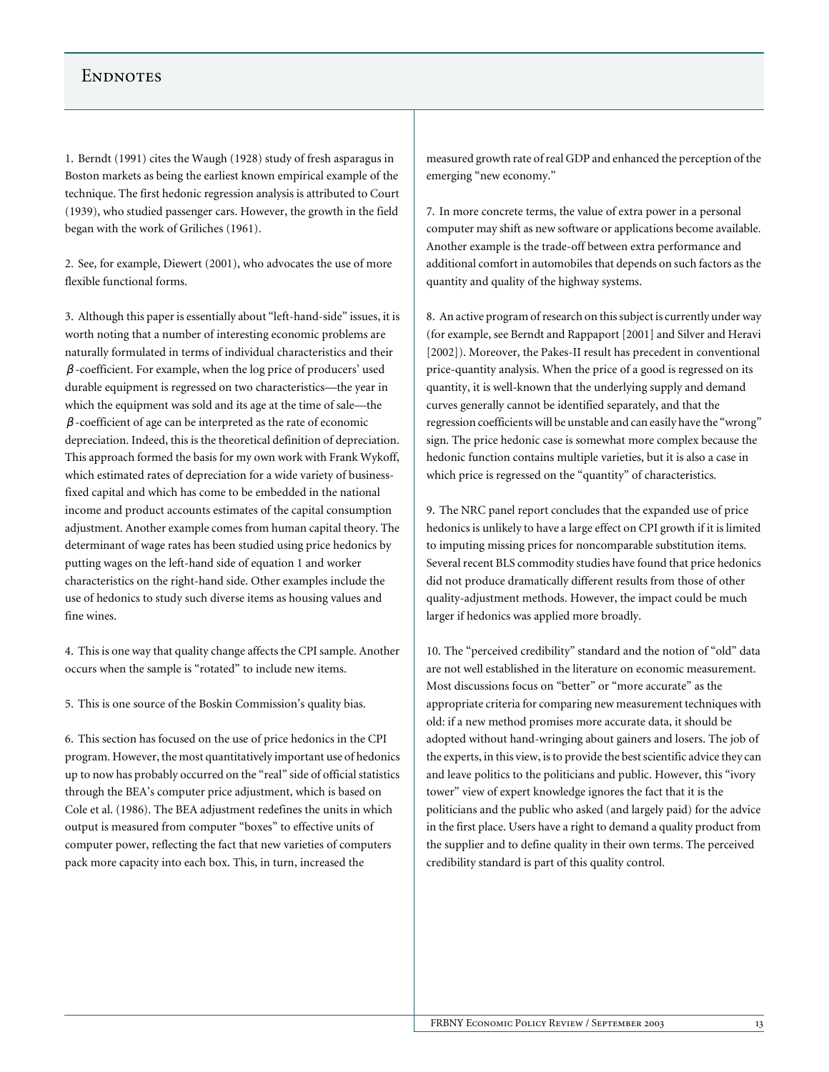# Endnotes

1. Berndt (1991) cites the Waugh (1928) study of fresh asparagus in Boston markets as being the earliest known empirical example of the technique. The first hedonic regression analysis is attributed to Court (1939), who studied passenger cars. However, the growth in the field began with the work of Griliches (1961).

2. See, for example, Diewert (2001), who advocates the use of more flexible functional forms.

3. Although this paper is essentially about "left-hand-side" issues, it is worth noting that a number of interesting economic problems are naturally formulated in terms of individual characteristics and their $\beta$-coefficient. For example, when the log price of producers' used durable equipment is regressed on two characteristics—the year in which the equipment was sold and its age at the time of sale—the $\beta$-coefficient of age can be interpreted as the rate of economic depreciation. Indeed, this is the theoretical definition of depreciation. This approach formed the basis for my own work with Frank Wykoff, which estimated rates of depreciation for a wide variety of business-fixed capital and which has come to be embedded in the national income and product accounts estimates of the capital consumption adjustment. Another example comes from human capital theory. The determinant of wage rates has been studied using price hedonics by putting wages on the left-hand side of equation 1 and worker characteristics on the right-hand side. Other examples include the use of hedonics to study such diverse items as housing values and fine wines.

4. This is one way that quality change affects the CPI sample. Another occurs when the sample is "rotated" to include new items.

5. This is one source of the Boskin Commission's quality bias.

6. This section has focused on the use of price hedonics in the CPI program. However, the most quantitatively important use of hedonics up to now has probably occurred on the "real" side of official statistics through the BEA's computer price adjustment, which is based on Cole et al. (1986). The BEA adjustment redefines the units in which output is measured from computer "boxes" to effective units of computer power, reflecting the fact that new varieties of computers pack more capacity into each box. This, in turn, increased the measured growth rate of real GDP and enhanced the perception of the emerging "new economy."

7. In more concrete terms, the value of extra power in a personal computer may shift as new software or applications become available. Another example is the trade-off between extra performance and additional comfort in automobiles that depends on such factors as the quantity and quality of the highway systems.

8. An active program of research on this subject is currently under way (for example, see Berndt and Rappaport [2001] and Silver and Heravi [2002]). Moreover, the Pakes-II result has precedent in conventional price-quantity analysis. When the price of a good is regressed on its quantity, it is well-known that the underlying supply and demand curves generally cannot be identified separately, and that the regression coefficients will be unstable and can easily have the "wrong" sign. The price hedonic case is somewhat more complex because the hedonic function contains multiple varieties, but it is also a case in which price is regressed on the "quantity" of characteristics.

9. The NRC panel report concludes that the expanded use of price hedonics is unlikely to have a large effect on CPI growth if it is limited to imputing missing prices for noncomparable substitution items. Several recent BLS commodity studies have found that price hedonics did not produce dramatically different results from those of other quality-adjustment methods. However, the impact could be much larger if hedonics was applied more broadly.

10. The "perceived credibility" standard and the notion of "old" data are not well established in the literature on economic measurement. Most discussions focus on "better" or "more accurate" as the appropriate criteria for comparing new measurement techniques with old: if a new method promises more accurate data, it should be adopted without hand-wringing about gainers and losers. The job of the experts, in this view, is to provide the best scientific advice they can and leave politics to the politicians and public. However, this "ivory tower" view of expert knowledge ignores the fact that it is the politicians and the public who asked (and largely paid) for the advice in the first place. Users have a right to demand a quality product from the supplier and to define quality in their own terms. The perceived credibility standard is part of this quality control.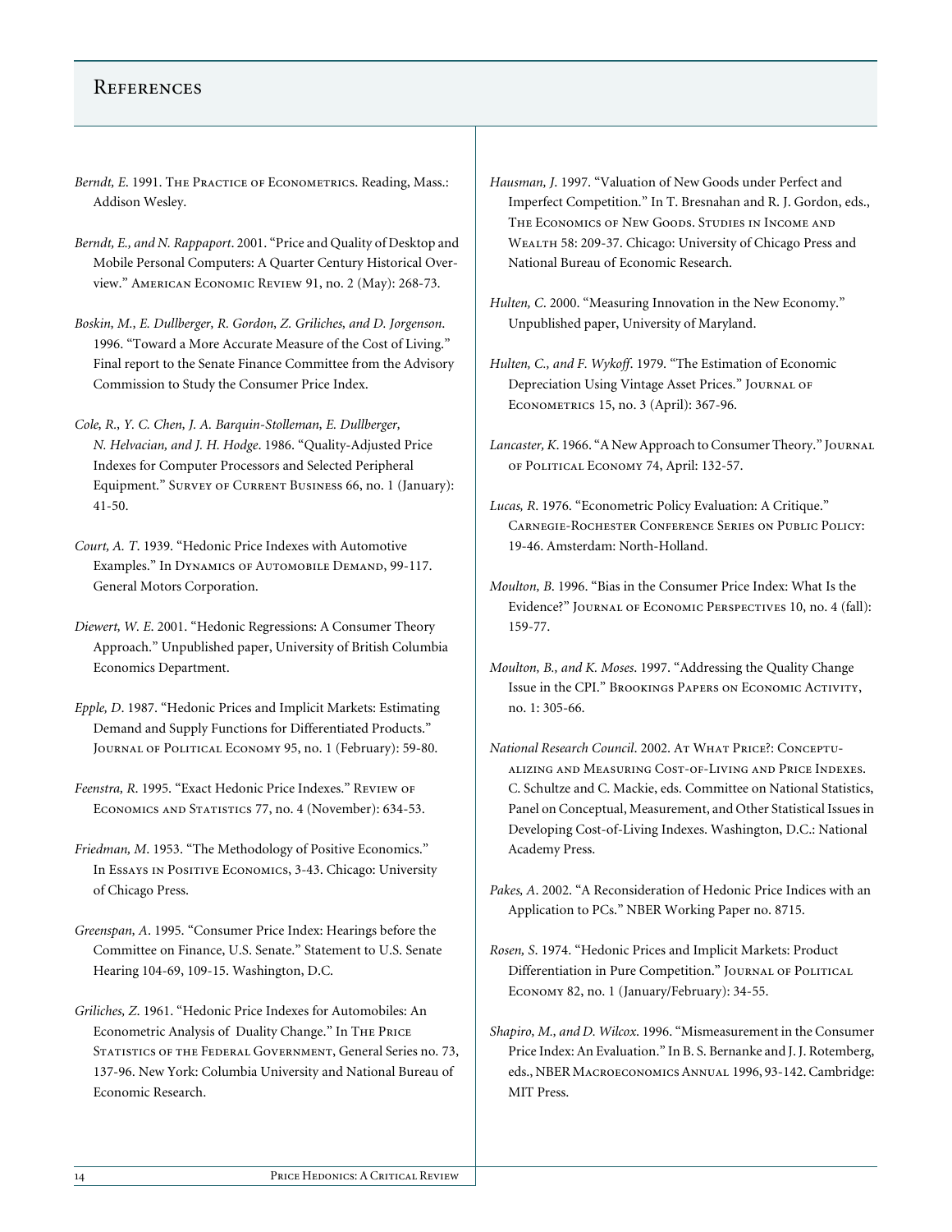# References

*Berndt, E.* 1991. The Practice of Econometrics. Reading, Mass.: Addison Wesley.

*Berndt, E., and N. Rappaport*. 2001. "Price and Quality of Desktop and Mobile Personal Computers: A Quarter Century Historical Overview." American Economic Review 91, no. 2 (May): 268-73.

*Boskin, M., E. Dullberger, R. Gordon, Z. Griliches, and D. Jorgenson*. 1996. "Toward a More Accurate Measure of the Cost of Living." Final report to the Senate Finance Committee from the Advisory Commission to Study the Consumer Price Index.

*Cole, R., Y. C. Chen, J. A. Barquin-Stolleman, E. Dullberger, N. Helvacian, and J. H. Hodge*. 1986. "Quality-Adjusted Price Indexes for Computer Processors and Selected Peripheral Equipment." Survey of Current Business 66, no. 1 (January): 41-50.

*Court, A. T*. 1939. "Hedonic Price Indexes with Automotive Examples." In Dynamics of Automobile Demand, 99-117. General Motors Corporation.

*Diewert, W. E*. 2001. "Hedonic Regressions: A Consumer Theory Approach." Unpublished paper, University of British Columbia Economics Department.

*Epple, D*. 1987. "Hedonic Prices and Implicit Markets: Estimating Demand and Supply Functions for Differentiated Products." Journal of Political Economy 95, no. 1 (February): 59-80.

*Feenstra, R*. 1995. "Exact Hedonic Price Indexes." Review of Economics and Statistics 77, no. 4 (November): 634-53.

*Friedman, M*. 1953. "The Methodology of Positive Economics." In Essays in Positive Economics, 3-43. Chicago: University of Chicago Press.

*Greenspan, A*. 1995. "Consumer Price Index: Hearings before the Committee on Finance, U.S. Senate." Statement to U.S. Senate Hearing 104-69, 109-15. Washington, D.C.

*Griliches, Z*. 1961. "Hedonic Price Indexes for Automobiles: An Econometric Analysis of Duality Change." In The Price Statistics of the Federal Government, General Series no. 73, 137-96. New York: Columbia University and National Bureau of Economic Research.

*Hausman, J*. 1997. "Valuation of New Goods under Perfect and Imperfect Competition." In T. Bresnahan and R. J. Gordon, eds., The Economics of New Goods. Studies in Income and Wealth 58: 209-37. Chicago: University of Chicago Press and National Bureau of Economic Research.

*Hulten, C*. 2000. "Measuring Innovation in the New Economy." Unpublished paper, University of Maryland.

*Hulten, C., and F. Wykoff*. 1979. "The Estimation of Economic Depreciation Using Vintage Asset Prices." Journal of Econometrics 15, no. 3 (April): 367-96.

*Lancaster, K*. 1966. "A New Approach to Consumer Theory." Journal of Political Economy 74, April: 132-57.

*Lucas, R*. 1976. "Econometric Policy Evaluation: A Critique." Carnegie-Rochester Conference Series on Public Policy: 19-46. Amsterdam: North-Holland.

*Moulton, B*. 1996. "Bias in the Consumer Price Index: What Is the Evidence?" Journal of Economic Perspectives 10, no. 4 (fall): 159-77.

*Moulton, B., and K. Moses*. 1997. "Addressing the Quality Change Issue in the CPI." Brookings Papers on Economic Activity, no. 1: 305-66.

*National Research Council*. 2002. At What Price?: Conceptualizing and Measuring Cost-of-Living and Price Indexes. C. Schultze and C. Mackie, eds. Committee on National Statistics, Panel on Conceptual, Measurement, and Other Statistical Issues in Developing Cost-of-Living Indexes. Washington, D.C.: National Academy Press.

*Pakes, A*. 2002. "A Reconsideration of Hedonic Price Indices with an Application to PCs." NBER Working Paper no. 8715.

*Rosen, S*. 1974. "Hedonic Prices and Implicit Markets: Product Differentiation in Pure Competition." Journal of Political Economy 82, no. 1 (January/February): 34-55.

*Shapiro, M., and D. Wilcox*. 1996. "Mismeasurement in the Consumer Price Index: An Evaluation." In B. S. Bernanke and J. J. Rotemberg, eds., NBER Macroeconomics Annual 1996, 93-142. Cambridge: MIT Press.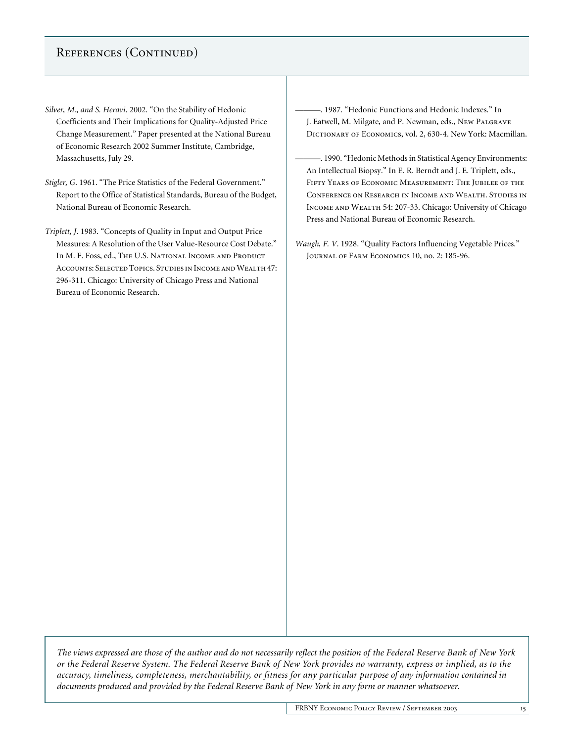## References (Continued)

*Silver, M., and S. Heravi*. 2002. "On the Stability of Hedonic Coefficients and Their Implications for Quality-Adjusted Price Change Measurement." Paper presented at the National Bureau of Economic Research 2002 Summer Institute, Cambridge, Massachusetts, July 29.

*Stigler, G*. 1961. "The Price Statistics of the Federal Government." Report to the Office of Statistical Standards, Bureau of the Budget, National Bureau of Economic Research.

*Triplett, J*. 1983. "Concepts of Quality in Input and Output Price Measures: A Resolution of the User Value-Resource Cost Debate." In M. F. Foss, ed., The U.S. National Income and Product Accounts: Selected Topics. Studies in Income and Wealth 47: 296-311. Chicago: University of Chicago Press and National Bureau of Economic Research.

———. 1987. "Hedonic Functions and Hedonic Indexes." In J. Eatwell, M. Milgate, and P. Newman, eds., New Palgrave Dictionary of Economics, vol. 2, 630-4. New York: Macmillan.

———. 1990. "Hedonic Methods in Statistical Agency Environments: An Intellectual Biopsy." In E. R. Berndt and J. E. Triplett, eds., Fifty Years of Economic Measurement: The Jubilee of the Conference on Research in Income and Wealth. Studies in Income and Wealth 54: 207-33. Chicago: University of Chicago Press and National Bureau of Economic Research.

*Waugh, F. V*. 1928. "Quality Factors Influencing Vegetable Prices." Journal of Farm Economics 10, no. 2: 185-96.

*The views expressed are those of the author and do not necessarily reflect the position of the Federal Reserve Bank of New York or the Federal Reserve System. The Federal Reserve Bank of New York provides no warranty, express or implied, as to the accuracy, timeliness, completeness, merchantability, or fitness for any particular purpose of any information contained in documents produced and provided by the Federal Reserve Bank of New York in any form or manner whatsoever.*